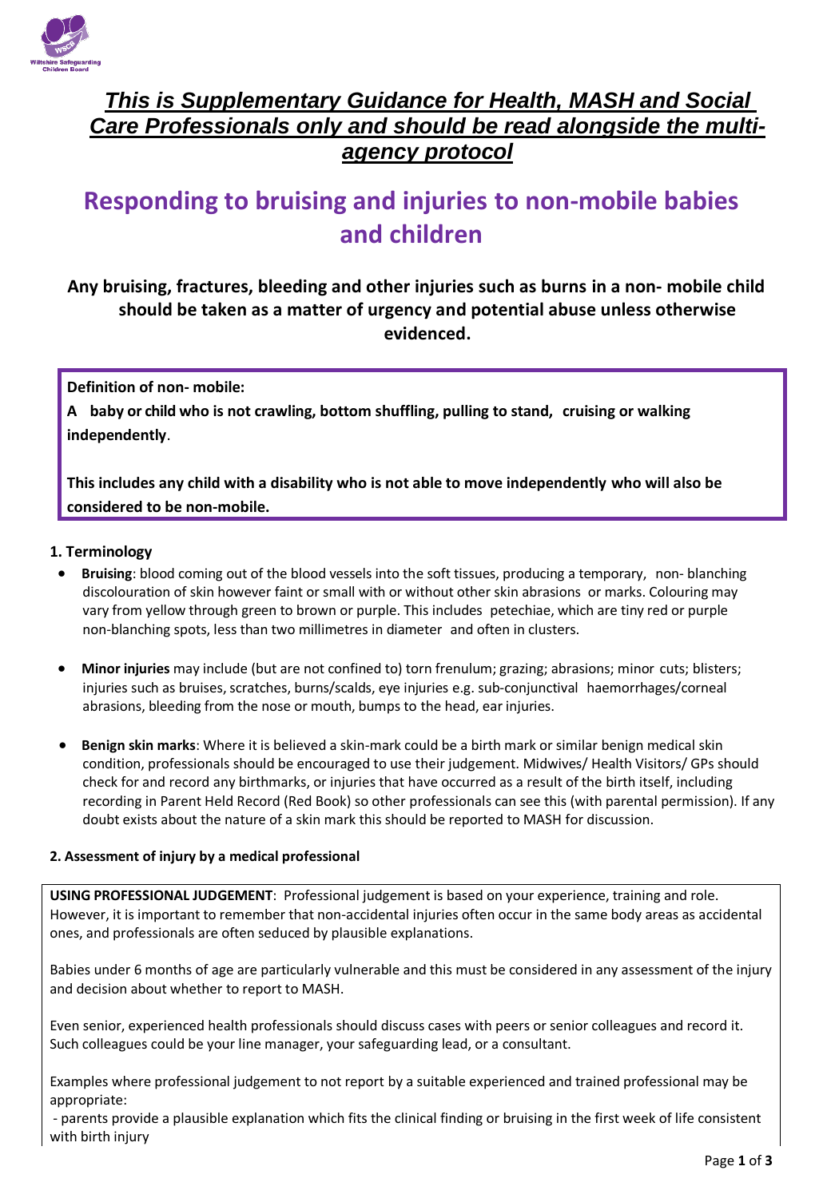***This is Supplementary Guidance for Health, MASH and Social Care Professionals only and should be read alongside the multi-agency protocol***

# Responding to bruising and injuries to non-mobile babies and children

**Any bruising, fractures, bleeding and other injuries such as burns in a non- mobile child should be taken as a matter of urgency and potential abuse unless otherwise evidenced.**

> **Definition of non- mobile:**
>
> **A baby or child who is not crawling, bottom shuffling, pulling to stand, cruising or walking independently**.
>
> **This includes any child with a disability who is not able to move independently who will also be considered to be non-mobile.**

### 1. Terminology

- **Bruising**: blood coming out of the blood vessels into the soft tissues, producing a temporary, non- blanching discolouration of skin however faint or small with or without other skin abrasions or marks. Colouring may vary from yellow through green to brown or purple. This includes petechiae, which are tiny red or purple non-blanching spots, less than two millimetres in diameter and often in clusters.

- **Minor injuries** may include (but are not confined to) torn frenulum; grazing; abrasions; minor cuts; blisters; injuries such as bruises, scratches, burns/scalds, eye injuries e.g. sub-conjunctival haemorrhages/corneal abrasions, bleeding from the nose or mouth, bumps to the head, ear injuries.

- **Benign skin marks**: Where it is believed a skin-mark could be a birth mark or similar benign medical skin condition, professionals should be encouraged to use their judgement. Midwives/ Health Visitors/ GPs should check for and record any birthmarks, or injuries that have occurred as a result of the birth itself, including recording in Parent Held Record (Red Book) so other professionals can see this (with parental permission). If any doubt exists about the nature of a skin mark this should be reported to MASH for discussion.

### 2. Assessment of injury by a medical professional

**USING PROFESSIONAL JUDGEMENT**: Professional judgement is based on your experience, training and role. However, it is important to remember that non-accidental injuries often occur in the same body areas as accidental ones, and professionals are often seduced by plausible explanations.

Babies under 6 months of age are particularly vulnerable and this must be considered in any assessment of the injury and decision about whether to report to MASH.

Even senior, experienced health professionals should discuss cases with peers or senior colleagues and record it. Such colleagues could be your line manager, your safeguarding lead, or a consultant.

Examples where professional judgement to not report by a suitable experienced and trained professional may be appropriate:

- parents provide a plausible explanation which fits the clinical finding or bruising in the first week of life consistent with birth injury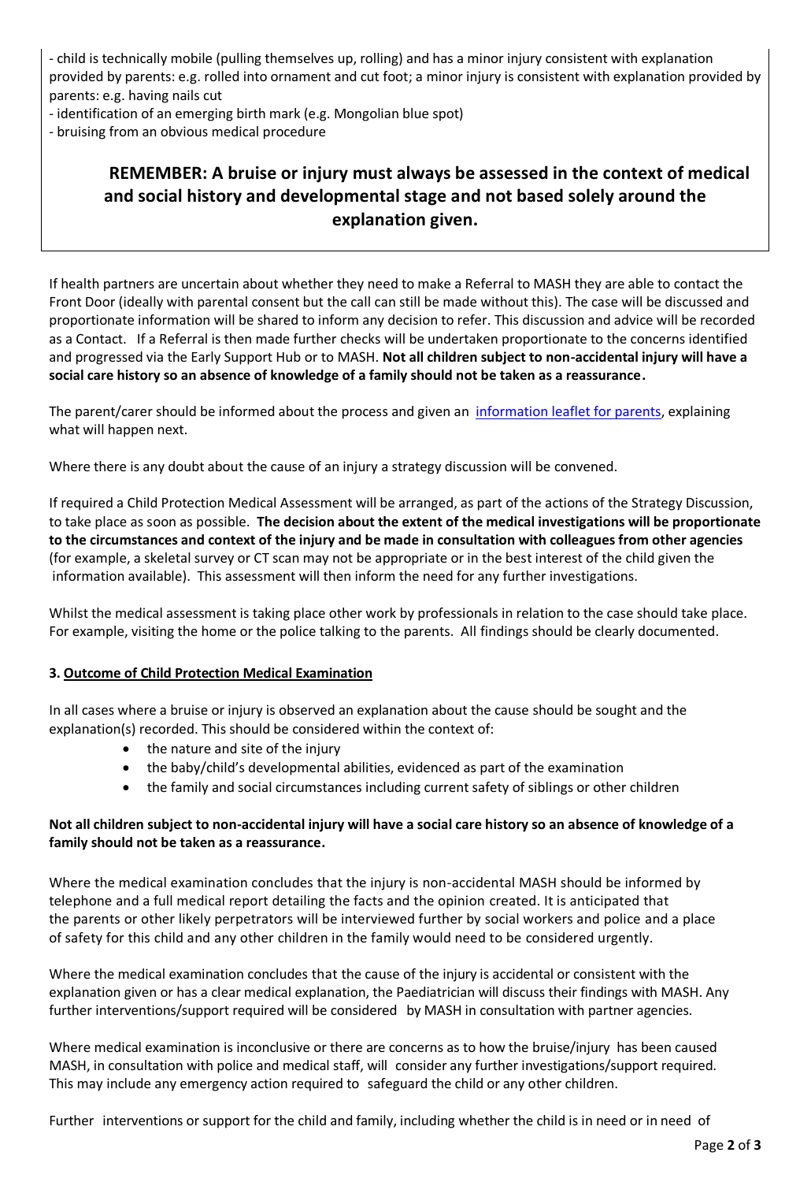- child is technically mobile (pulling themselves up, rolling) and has a minor injury consistent with explanation provided by parents: e.g. rolled into ornament and cut foot; a minor injury is consistent with explanation provided by parents: e.g. having nails cut
- identification of an emerging birth mark (e.g. Mongolian blue spot)
- bruising from an obvious medical procedure

**REMEMBER: A bruise or injury must always be assessed in the context of medical and social history and developmental stage and not based solely around the explanation given.**

If health partners are uncertain about whether they need to make a Referral to MASH they are able to contact the Front Door (ideally with parental consent but the call can still be made without this). The case will be discussed and proportionate information will be shared to inform any decision to refer. This discussion and advice will be recorded as a Contact. If a Referral is then made further checks will be undertaken proportionate to the concerns identified and progressed via the Early Support Hub or to MASH. **Not all children subject to non-accidental injury will have a social care history so an absence of knowledge of a family should not be taken as a reassurance.**

The parent/carer should be informed about the process and given an information leaflet for parents, explaining what will happen next.

Where there is any doubt about the cause of an injury a strategy discussion will be convened.

If required a Child Protection Medical Assessment will be arranged, as part of the actions of the Strategy Discussion, to take place as soon as possible. **The decision about the extent of the medical investigations will be proportionate to the circumstances and context of the injury and be made in consultation with colleagues from other agencies** (for example, a skeletal survey or CT scan may not be appropriate or in the best interest of the child given the information available). This assessment will then inform the need for any further investigations.

Whilst the medical assessment is taking place other work by professionals in relation to the case should take place. For example, visiting the home or the police talking to the parents. All findings should be clearly documented.

### 3. Outcome of Child Protection Medical Examination

In all cases where a bruise or injury is observed an explanation about the cause should be sought and the explanation(s) recorded. This should be considered within the context of:

- the nature and site of the injury
- the baby/child's developmental abilities, evidenced as part of the examination
- the family and social circumstances including current safety of siblings or other children

**Not all children subject to non-accidental injury will have a social care history so an absence of knowledge of a family should not be taken as a reassurance.**

Where the medical examination concludes that the injury is non-accidental MASH should be informed by telephone and a full medical report detailing the facts and the opinion created. It is anticipated that the parents or other likely perpetrators will be interviewed further by social workers and police and a place of safety for this child and any other children in the family would need to be considered urgently.

Where the medical examination concludes that the cause of the injury is accidental or consistent with the explanation given or has a clear medical explanation, the Paediatrician will discuss their findings with MASH. Any further interventions/support required will be considered by MASH in consultation with partner agencies.

Where medical examination is inconclusive or there are concerns as to how the bruise/injury has been caused MASH, in consultation with police and medical staff, will consider any further investigations/support required. This may include any emergency action required to safeguard the child or any other children.

Further interventions or support for the child and family, including whether the child is in need or in need of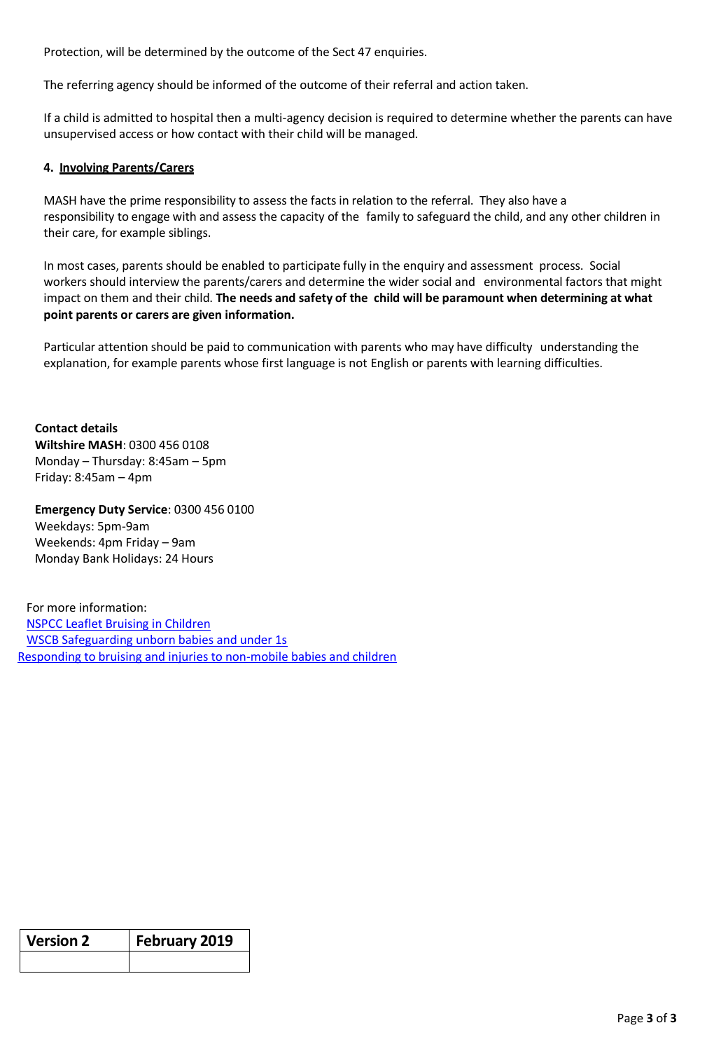Protection, will be determined by the outcome of the Sect 47 enquiries.

The referring agency should be informed of the outcome of their referral and action taken.

If a child is admitted to hospital then a multi-agency decision is required to determine whether the parents can have unsupervised access or how contact with their child will be managed.

## 4. Involving Parents/Carers

MASH have the prime responsibility to assess the facts in relation to the referral. They also have a responsibility to engage with and assess the capacity of the family to safeguard the child, and any other children in their care, for example siblings.

In most cases, parents should be enabled to participate fully in the enquiry and assessment process. Social workers should interview the parents/carers and determine the wider social and environmental factors that might impact on them and their child. **The needs and safety of the child will be paramount when determining at what point parents or carers are given information.**

Particular attention should be paid to communication with parents who may have difficulty understanding the explanation, for example parents whose first language is not English or parents with learning difficulties.

**Contact details**
**Wiltshire MASH**: 0300 456 0108
Monday – Thursday: 8:45am – 5pm
Friday: 8:45am – 4pm

**Emergency Duty Service**: 0300 456 0100
Weekdays: 5pm-9am
Weekends: 4pm Friday – 9am
Monday Bank Holidays: 24 Hours

For more information:
NSPCC Leaflet Bruising in Children
WSCB Safeguarding unborn babies and under 1s
Responding to bruising and injuries to non-mobile babies and children

| | |
|---|---|
| **Version 2** | **February 2019** |
| | |